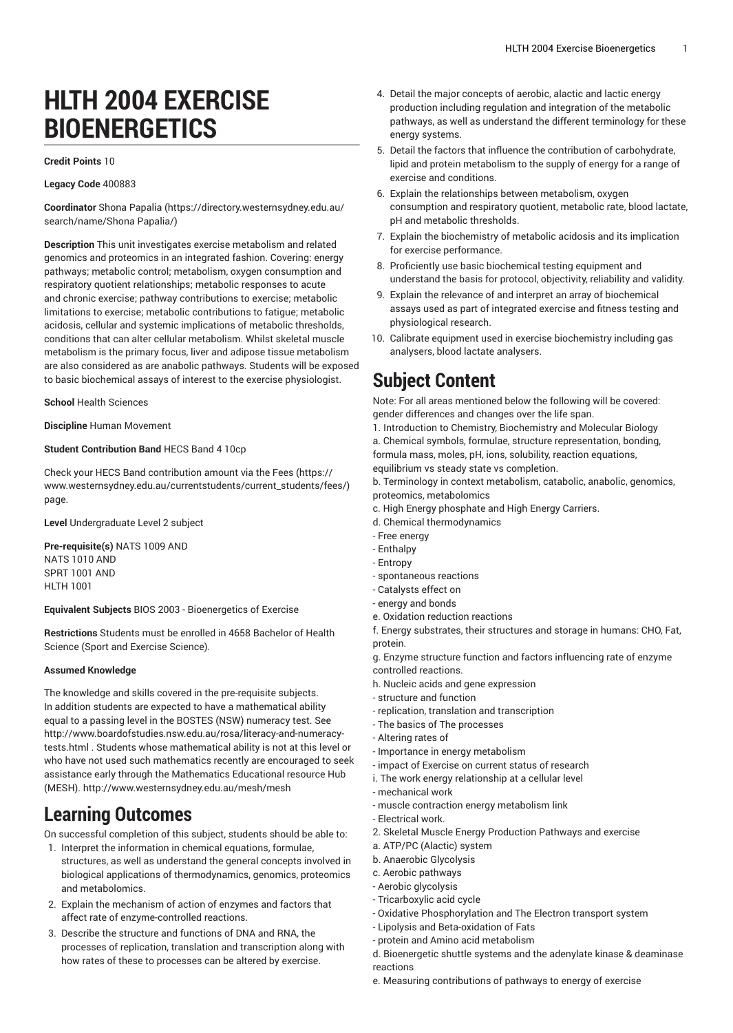# HLTH 2004 EXERCISE BIOENERGETICS

**Credit Points** 10

**Legacy Code** 400883

**Coordinator** Shona Papalia (https://directory.westernsydney.edu.au/search/name/Shona Papalia/)

**Description** This unit investigates exercise metabolism and related genomics and proteomics in an integrated fashion. Covering: energy pathways; metabolic control; metabolism, oxygen consumption and respiratory quotient relationships; metabolic responses to acute and chronic exercise; pathway contributions to exercise; metabolic limitations to exercise; metabolic contributions to fatigue; metabolic acidosis, cellular and systemic implications of metabolic thresholds, conditions that can alter cellular metabolism. Whilst skeletal muscle metabolism is the primary focus, liver and adipose tissue metabolism are also considered as are anabolic pathways. Students will be exposed to basic biochemical assays of interest to the exercise physiologist.

**School** Health Sciences

**Discipline** Human Movement

**Student Contribution Band** HECS Band 4 10cp

Check your HECS Band contribution amount via the Fees (https://www.westernsydney.edu.au/currentstudents/current_students/fees/) page.

**Level** Undergraduate Level 2 subject

**Pre-requisite(s)** NATS 1009 AND
NATS 1010 AND
SPRT 1001 AND
HLTH 1001

**Equivalent Subjects** BIOS 2003 - Bioenergetics of Exercise

**Restrictions** Students must be enrolled in 4658 Bachelor of Health Science (Sport and Exercise Science).

**Assumed Knowledge**

The knowledge and skills covered in the pre-requisite subjects. In addition students are expected to have a mathematical ability equal to a passing level in the BOSTES (NSW) numeracy test. See http://www.boardofstudies.nsw.edu.au/rosa/literacy-and-numeracy-tests.html . Students whose mathematical ability is not at this level or who have not used such mathematics recently are encouraged to seek assistance early through the Mathematics Educational resource Hub (MESH). http://www.westernsydney.edu.au/mesh/mesh

## Learning Outcomes

On successful completion of this subject, students should be able to:

1. Interpret the information in chemical equations, formulae, structures, as well as understand the general concepts involved in biological applications of thermodynamics, genomics, proteomics and metabolomics.
2. Explain the mechanism of action of enzymes and factors that affect rate of enzyme-controlled reactions.
3. Describe the structure and functions of DNA and RNA, the processes of replication, translation and transcription along with how rates of these to processes can be altered by exercise.
4. Detail the major concepts of aerobic, alactic and lactic energy production including regulation and integration of the metabolic pathways, as well as understand the different terminology for these energy systems.
5. Detail the factors that influence the contribution of carbohydrate, lipid and protein metabolism to the supply of energy for a range of exercise and conditions.
6. Explain the relationships between metabolism, oxygen consumption and respiratory quotient, metabolic rate, blood lactate, pH and metabolic thresholds.
7. Explain the biochemistry of metabolic acidosis and its implication for exercise performance.
8. Proficiently use basic biochemical testing equipment and understand the basis for protocol, objectivity, reliability and validity.
9. Explain the relevance of and interpret an array of biochemical assays used as part of integrated exercise and fitness testing and physiological research.
10. Calibrate equipment used in exercise biochemistry including gas analysers, blood lactate analysers.

## Subject Content

Note: For all areas mentioned below the following will be covered: gender differences and changes over the life span.

1. Introduction to Chemistry, Biochemistry and Molecular Biology

a. Chemical symbols, formulae, structure representation, bonding, formula mass, moles, pH, ions, solubility, reaction equations, equilibrium vs steady state vs completion.

b. Terminology in context metabolism, catabolic, anabolic, genomics, proteomics, metabolomics

c. High Energy phosphate and High Energy Carriers.

d. Chemical thermodynamics

- Free energy
- Enthalpy
- Entropy
- spontaneous reactions
- Catalysts effect on
- energy and bonds

e. Oxidation reduction reactions

f. Energy substrates, their structures and storage in humans: CHO, Fat, protein.

g. Enzyme structure function and factors influencing rate of enzyme controlled reactions.

h. Nucleic acids and gene expression

- structure and function
- replication, translation and transcription
- The basics of The processes
- Altering rates of
- Importance in energy metabolism
- impact of Exercise on current status of research

i. The work energy relationship at a cellular level

- mechanical work
- muscle contraction energy metabolism link
- Electrical work.

2. Skeletal Muscle Energy Production Pathways and exercise

a. ATP/PC (Alactic) system

b. Anaerobic Glycolysis

c. Aerobic pathways

- Aerobic glycolysis
- Tricarboxylic acid cycle
- Oxidative Phosphorylation and The Electron transport system
- Lipolysis and Beta-oxidation of Fats
- protein and Amino acid metabolism

d. Bioenergetic shuttle systems and the adenylate kinase & deaminase reactions

e. Measuring contributions of pathways to energy of exercise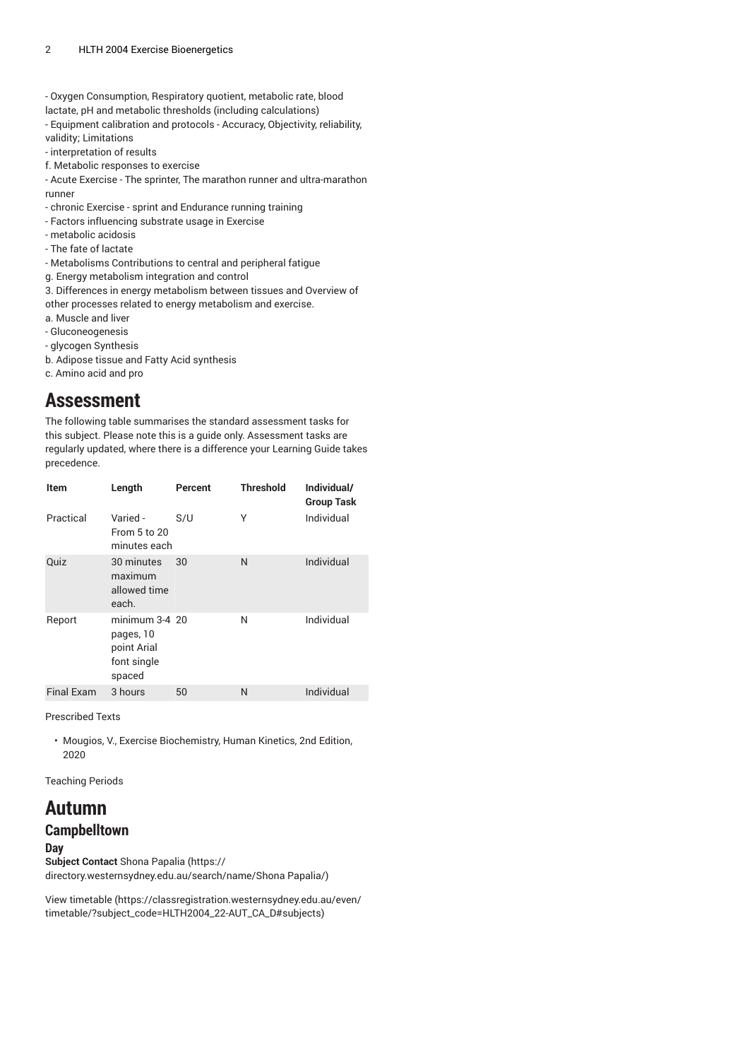- Oxygen Consumption, Respiratory quotient, metabolic rate, blood lactate, pH and metabolic thresholds (including calculations)
- Equipment calibration and protocols - Accuracy, Objectivity, reliability, validity; Limitations
- interpretation of results

f. Metabolic responses to exercise

- Acute Exercise - The sprinter, The marathon runner and ultra-marathon runner
- chronic Exercise - sprint and Endurance running training
- Factors influencing substrate usage in Exercise
- metabolic acidosis
- The fate of lactate
- Metabolisms Contributions to central and peripheral fatigue

g. Energy metabolism integration and control

3. Differences in energy metabolism between tissues and Overview of other processes related to energy metabolism and exercise.

a. Muscle and liver

- Gluconeogenesis
- glycogen Synthesis

b. Adipose tissue and Fatty Acid synthesis

c. Amino acid and pro

# Assessment

The following table summarises the standard assessment tasks for this subject. Please note this is a guide only. Assessment tasks are regularly updated, where there is a difference your Learning Guide takes precedence.

| Item | Length | Percent | Threshold | Individual/ Group Task |
|---|---|---|---|---|
| Practical | Varied - From 5 to 20 minutes each | S/U | Y | Individual |
| Quiz | 30 minutes maximum allowed time each. | 30 | N | Individual |
| Report | minimum 3-4 pages, 10 point Arial font single spaced | 20 | N | Individual |
| Final Exam | 3 hours | 50 | N | Individual |

Prescribed Texts

- Mougios, V., Exercise Biochemistry, Human Kinetics, 2nd Edition, 2020

Teaching Periods

# Autumn

## Campbelltown

### Day

**Subject Contact** Shona Papalia (https://directory.westernsydney.edu.au/search/name/Shona Papalia/)

View timetable (https://classregistration.westernsydney.edu.au/even/timetable/?subject_code=HLTH2004_22-AUT_CA_D#subjects)